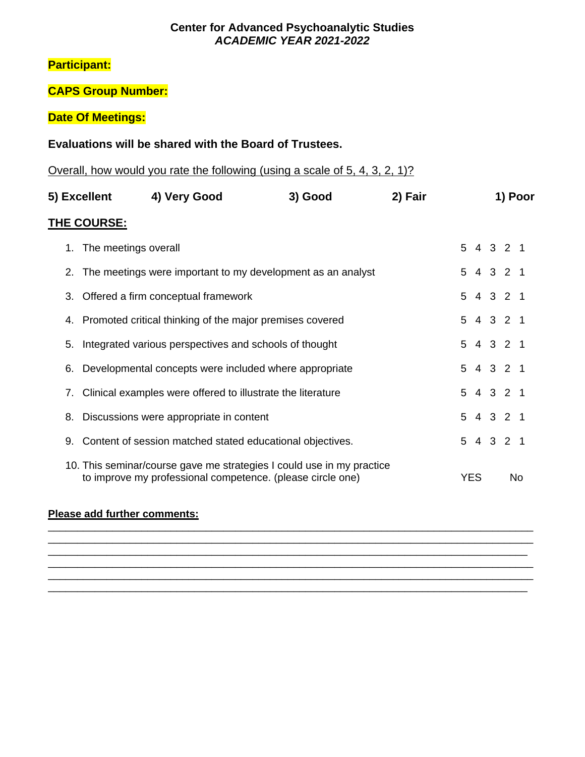**Center for Advanced Psychoanalytic Studies**
***ACADEMIC YEAR 2021-2022***

**Participant:**

**CAPS Group Number:**

**Date Of Meetings:**

**Evaluations will be shared with the Board of Trustees.**

Overall, how would you rate the following (using a scale of 5, 4, 3, 2, 1)?

**5) Excellent** **4) Very Good** **3) Good** **2) Fair** **1) Poor**

**THE COURSE:**

1. The meetings overall — 5 4 3 2 1
2. The meetings were important to my development as an analyst — 5 4 3 2 1
3. Offered a firm conceptual framework — 5 4 3 2 1
4. Promoted critical thinking of the major premises covered — 5 4 3 2 1
5. Integrated various perspectives and schools of thought — 5 4 3 2 1
6. Developmental concepts were included where appropriate — 5 4 3 2 1
7. Clinical examples were offered to illustrate the literature — 5 4 3 2 1
8. Discussions were appropriate in content — 5 4 3 2 1
9. Content of session matched stated educational objectives. — 5 4 3 2 1
10. This seminar/course gave me strategies I could use in my practice to improve my professional competence. (please circle one) — YES No

**Please add further comments:**

______________________________________________________________________________
______________________________________________________________________________
______________________________________________________________________________
______________________________________________________________________________
______________________________________________________________________________
______________________________________________________________________________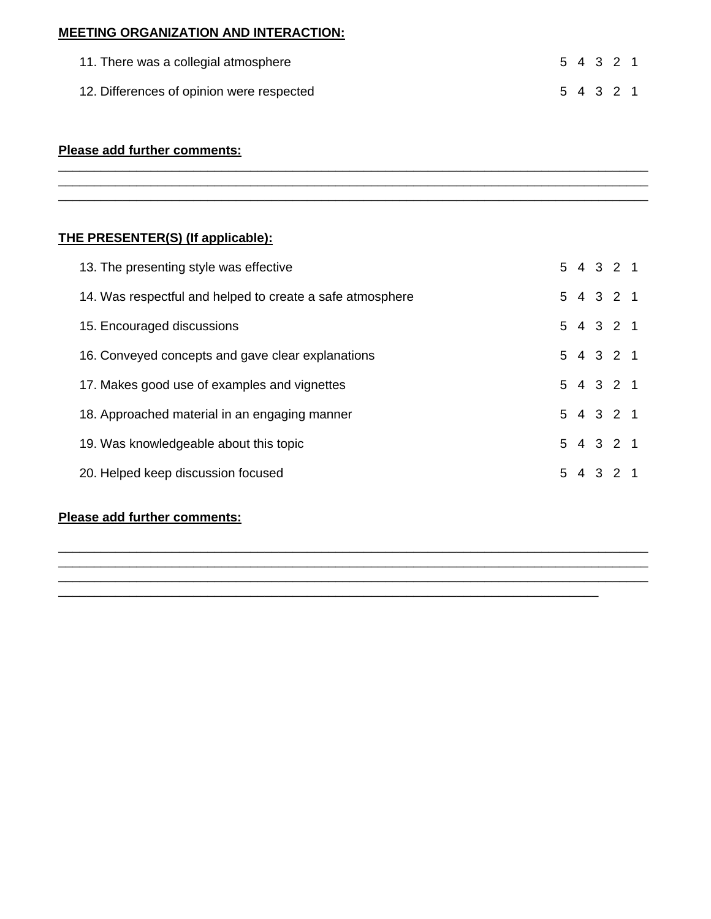**MEETING ORGANIZATION AND INTERACTION:**

| | |
|---|---|
| 11. There was a collegial atmosphere | 5 4 3 2 1 |
| 12. Differences of opinion were respected | 5 4 3 2 1 |

**Please add further comments:**

______________________________________________________________________________
______________________________________________________________________________
______________________________________________________________________________

**THE PRESENTER(S) (If applicable):**

| | |
|---|---|
| 13. The presenting style was effective | 5 4 3 2 1 |
| 14. Was respectful and helped to create a safe atmosphere | 5 4 3 2 1 |
| 15. Encouraged discussions | 5 4 3 2 1 |
| 16. Conveyed concepts and gave clear explanations | 5 4 3 2 1 |
| 17. Makes good use of examples and vignettes | 5 4 3 2 1 |
| 18. Approached material in an engaging manner | 5 4 3 2 1 |
| 19. Was knowledgeable about this topic | 5 4 3 2 1 |
| 20. Helped keep discussion focused | 5 4 3 2 1 |

**Please add further comments:**

______________________________________________________________________________
______________________________________________________________________________
______________________________________________________________________________
________________________________________________________________________